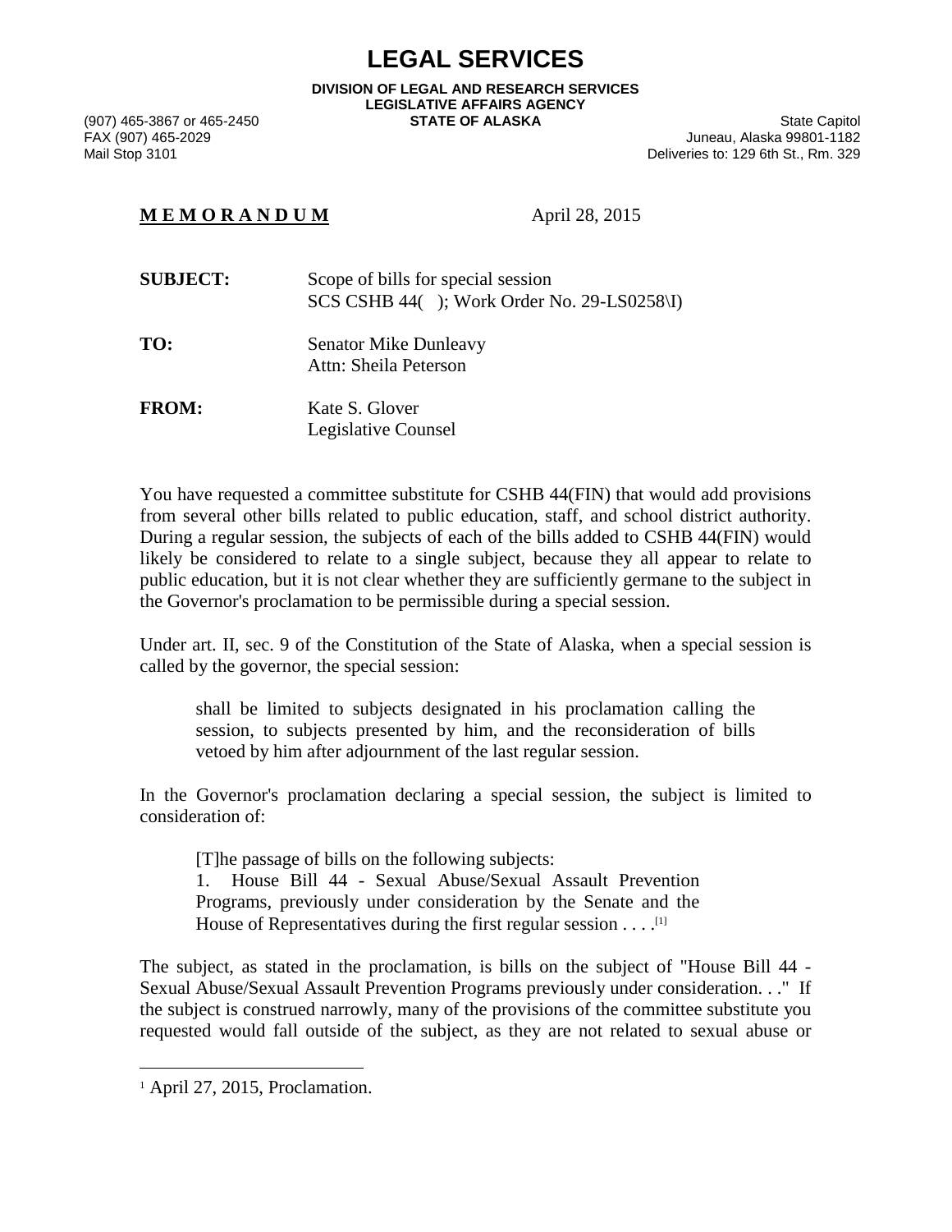# LEGAL SERVICES

**DIVISION OF LEGAL AND RESEARCH SERVICES**
**LEGISLATIVE AFFAIRS AGENCY**
**STATE OF ALASKA**

(907) 465-3867 or 465-2450
FAX (907) 465-2029
Mail Stop 3101

State Capitol
Juneau, Alaska 99801-1182
Deliveries to: 129 6th St., Rm. 329

**M E M O R A N D U M** April 28, 2015

**SUBJECT:** Scope of bills for special session
SCS CSHB 44( ); Work Order No. 29-LS0258\I)

**TO:** Senator Mike Dunleavy
Attn: Sheila Peterson

**FROM:** Kate S. Glover
Legislative Counsel

You have requested a committee substitute for CSHB 44(FIN) that would add provisions from several other bills related to public education, staff, and school district authority. During a regular session, the subjects of each of the bills added to CSHB 44(FIN) would likely be considered to relate to a single subject, because they all appear to relate to public education, but it is not clear whether they are sufficiently germane to the subject in the Governor's proclamation to be permissible during a special session.

Under art. II, sec. 9 of the Constitution of the State of Alaska, when a special session is called by the governor, the special session:

> shall be limited to subjects designated in his proclamation calling the session, to subjects presented by him, and the reconsideration of bills vetoed by him after adjournment of the last regular session.

In the Governor's proclamation declaring a special session, the subject is limited to consideration of:

> [T]he passage of bills on the following subjects:
> 1. House Bill 44 - Sexual Abuse/Sexual Assault Prevention Programs, previously under consideration by the Senate and the House of Representatives during the first regular session . . . .[1]

The subject, as stated in the proclamation, is bills on the subject of "House Bill 44 - Sexual Abuse/Sexual Assault Prevention Programs previously under consideration. . ." If the subject is construed narrowly, many of the provisions of the committee substitute you requested would fall outside of the subject, as they are not related to sexual abuse or

[1] April 27, 2015, Proclamation.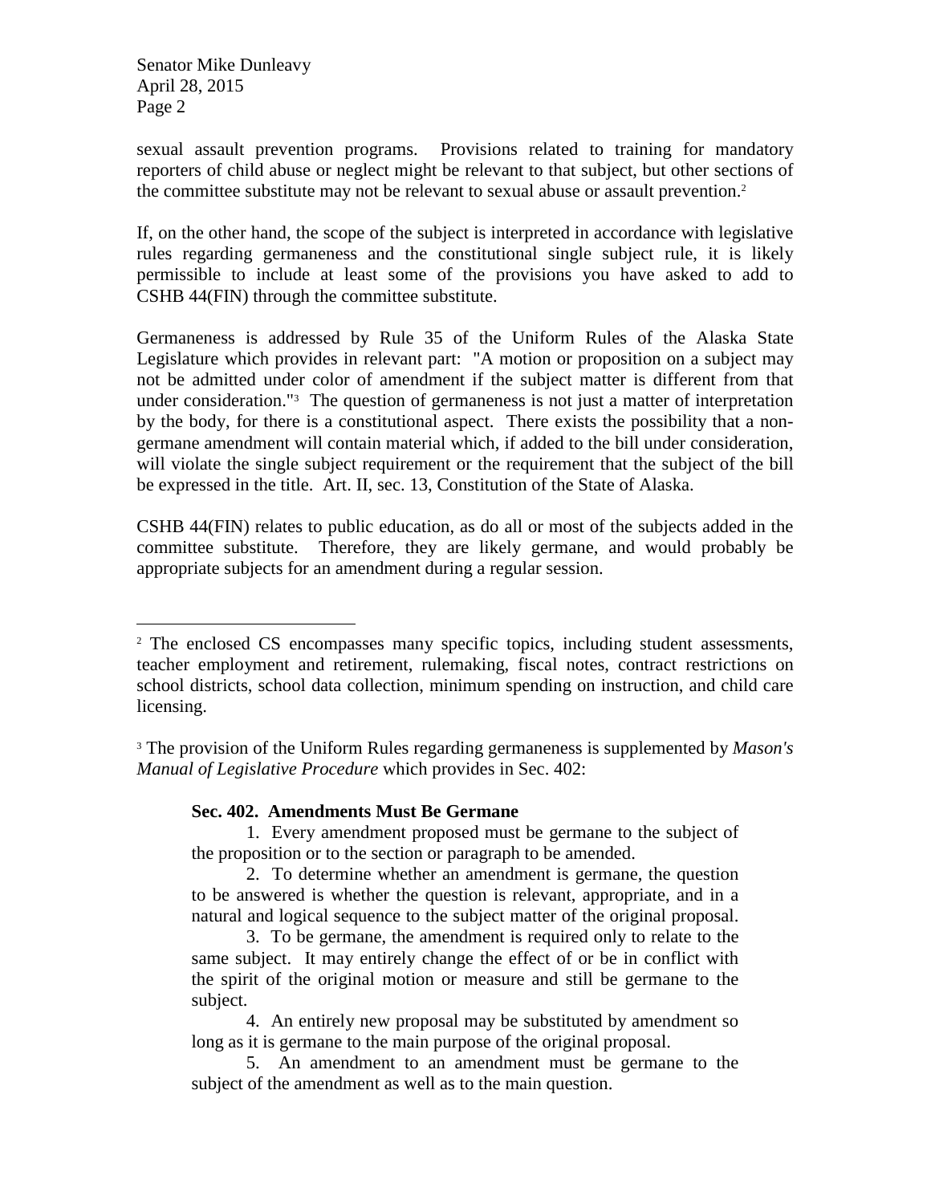sexual assault prevention programs. Provisions related to training for mandatory reporters of child abuse or neglect might be relevant to that subject, but other sections of the committee substitute may not be relevant to sexual abuse or assault prevention.[2]

If, on the other hand, the scope of the subject is interpreted in accordance with legislative rules regarding germaneness and the constitutional single subject rule, it is likely permissible to include at least some of the provisions you have asked to add to CSHB 44(FIN) through the committee substitute.

Germaneness is addressed by Rule 35 of the Uniform Rules of the Alaska State Legislature which provides in relevant part: "A motion or proposition on a subject may not be admitted under color of amendment if the subject matter is different from that under consideration."[3] The question of germaneness is not just a matter of interpretation by the body, for there is a constitutional aspect. There exists the possibility that a non-germane amendment will contain material which, if added to the bill under consideration, will violate the single subject requirement or the requirement that the subject of the bill be expressed in the title. Art. II, sec. 13, Constitution of the State of Alaska.

CSHB 44(FIN) relates to public education, as do all or most of the subjects added in the committee substitute. Therefore, they are likely germane, and would probably be appropriate subjects for an amendment during a regular session.

---

[2] The enclosed CS encompasses many specific topics, including student assessments, teacher employment and retirement, rulemaking, fiscal notes, contract restrictions on school districts, school data collection, minimum spending on instruction, and child care licensing.

[3] The provision of the Uniform Rules regarding germaneness is supplemented by *Mason's Manual of Legislative Procedure* which provides in Sec. 402:

> **Sec. 402. Amendments Must Be Germane**
>
> 1. Every amendment proposed must be germane to the subject of the proposition or to the section or paragraph to be amended.
>
> 2. To determine whether an amendment is germane, the question to be answered is whether the question is relevant, appropriate, and in a natural and logical sequence to the subject matter of the original proposal.
>
> 3. To be germane, the amendment is required only to relate to the same subject. It may entirely change the effect of or be in conflict with the spirit of the original motion or measure and still be germane to the subject.
>
> 4. An entirely new proposal may be substituted by amendment so long as it is germane to the main purpose of the original proposal.
>
> 5. An amendment to an amendment must be germane to the subject of the amendment as well as to the main question.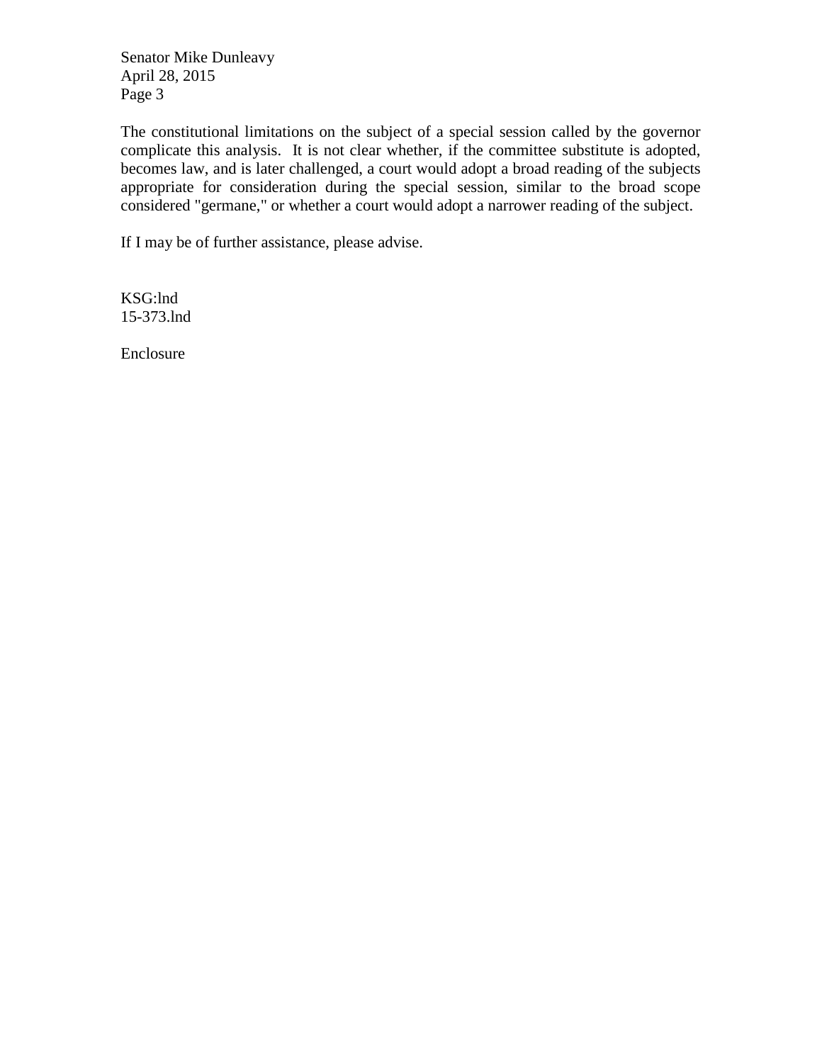The constitutional limitations on the subject of a special session called by the governor complicate this analysis. It is not clear whether, if the committee substitute is adopted, becomes law, and is later challenged, a court would adopt a broad reading of the subjects appropriate for consideration during the special session, similar to the broad scope considered "germane," or whether a court would adopt a narrower reading of the subject.

If I may be of further assistance, please advise.

KSG:lnd
15-373.lnd

Enclosure